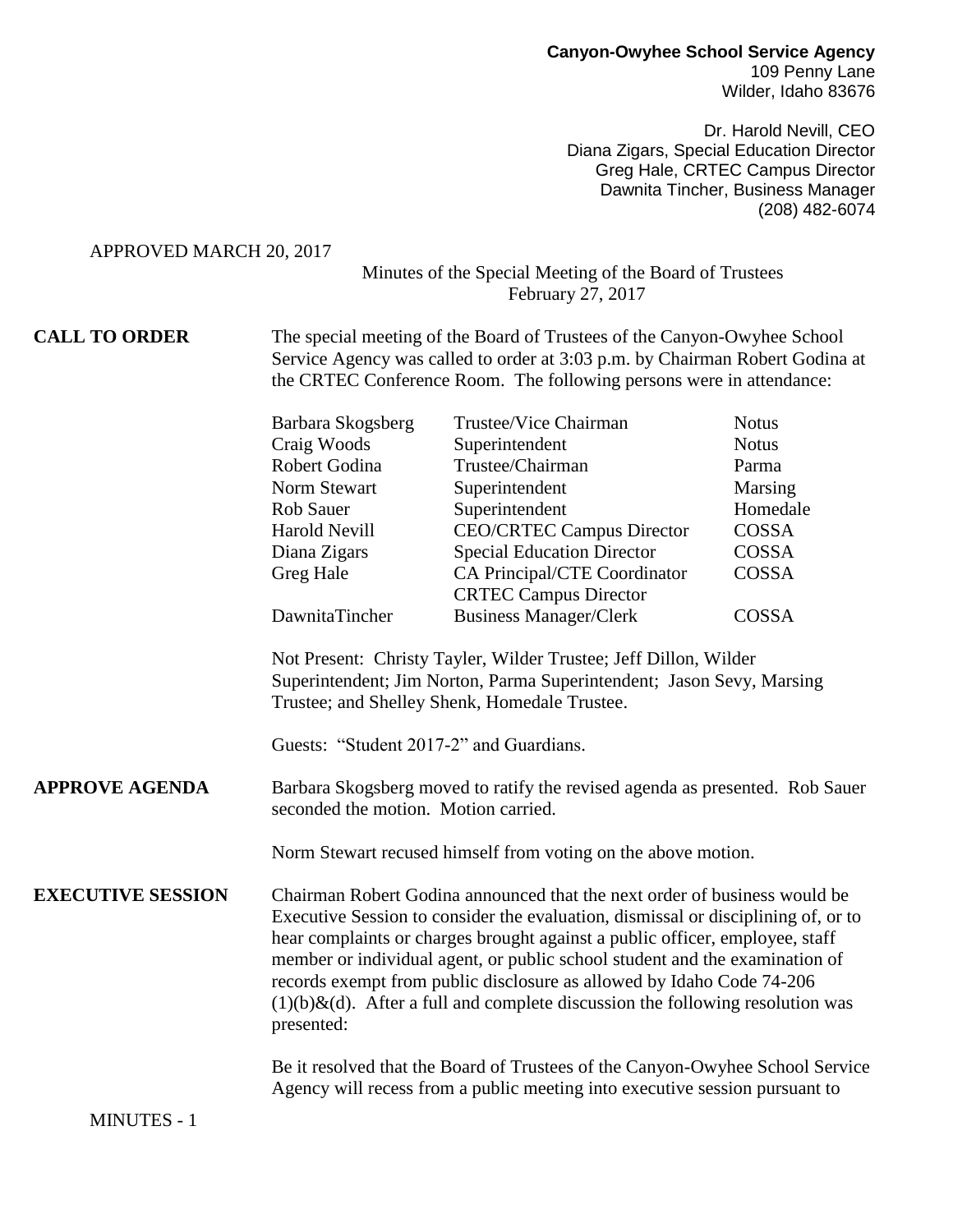**Canyon-Owyhee School Service Agency**
109 Penny Lane
Wilder, Idaho 83676

Dr. Harold Nevill, CEO
Diana Zigars, Special Education Director
Greg Hale, CRTEC Campus Director
Dawnita Tincher, Business Manager
(208) 482-6074

APPROVED MARCH 20, 2017

Minutes of the Special Meeting of the Board of Trustees
February 27, 2017

**CALL TO ORDER**

The special meeting of the Board of Trustees of the Canyon-Owyhee School Service Agency was called to order at 3:03 p.m. by Chairman Robert Godina at the CRTEC Conference Room. The following persons were in attendance:

| | | |
|---|---|---|
| Barbara Skogsberg | Trustee/Vice Chairman | Notus |
| Craig Woods | Superintendent | Notus |
| Robert Godina | Trustee/Chairman | Parma |
| Norm Stewart | Superintendent | Marsing |
| Rob Sauer | Superintendent | Homedale |
| Harold Nevill | CEO/CRTEC Campus Director | COSSA |
| Diana Zigars | Special Education Director | COSSA |
| Greg Hale | CA Principal/CTE Coordinator CRTEC Campus Director | COSSA |
| DawnitaTincher | Business Manager/Clerk | COSSA |

Not Present: Christy Tayler, Wilder Trustee; Jeff Dillon, Wilder Superintendent; Jim Norton, Parma Superintendent; Jason Sevy, Marsing Trustee; and Shelley Shenk, Homedale Trustee.

Guests: "Student 2017-2" and Guardians.

**APPROVE AGENDA**

Barbara Skogsberg moved to ratify the revised agenda as presented. Rob Sauer seconded the motion. Motion carried.

Norm Stewart recused himself from voting on the above motion.

**EXECUTIVE SESSION**

Chairman Robert Godina announced that the next order of business would be Executive Session to consider the evaluation, dismissal or disciplining of, or to hear complaints or charges brought against a public officer, employee, staff member or individual agent, or public school student and the examination of records exempt from public disclosure as allowed by Idaho Code 74-206 (1)(b)&(d). After a full and complete discussion the following resolution was presented:

Be it resolved that the Board of Trustees of the Canyon-Owyhee School Service Agency will recess from a public meeting into executive session pursuant to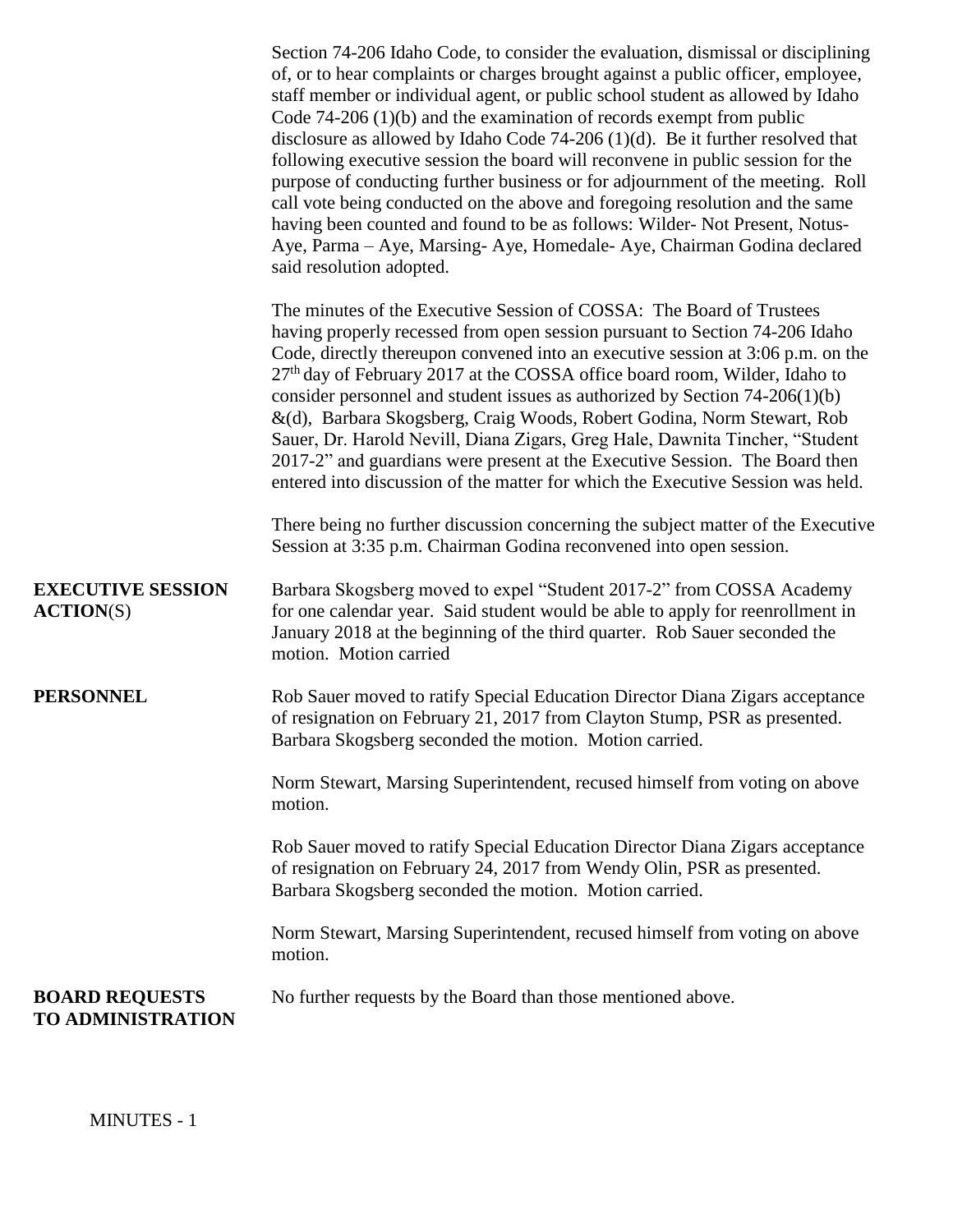Section 74-206 Idaho Code, to consider the evaluation, dismissal or disciplining of, or to hear complaints or charges brought against a public officer, employee, staff member or individual agent, or public school student as allowed by Idaho Code 74-206 (1)(b) and the examination of records exempt from public disclosure as allowed by Idaho Code 74-206 (1)(d). Be it further resolved that following executive session the board will reconvene in public session for the purpose of conducting further business or for adjournment of the meeting. Roll call vote being conducted on the above and foregoing resolution and the same having been counted and found to be as follows: Wilder- Not Present, Notus- Aye, Parma – Aye, Marsing- Aye, Homedale- Aye, Chairman Godina declared said resolution adopted.

The minutes of the Executive Session of COSSA: The Board of Trustees having properly recessed from open session pursuant to Section 74-206 Idaho Code, directly thereupon convened into an executive session at 3:06 p.m. on the 27th day of February 2017 at the COSSA office board room, Wilder, Idaho to consider personnel and student issues as authorized by Section 74-206(1)(b) &(d), Barbara Skogsberg, Craig Woods, Robert Godina, Norm Stewart, Rob Sauer, Dr. Harold Nevill, Diana Zigars, Greg Hale, Dawnita Tincher, "Student 2017-2" and guardians were present at the Executive Session. The Board then entered into discussion of the matter for which the Executive Session was held.

There being no further discussion concerning the subject matter of the Executive Session at 3:35 p.m. Chairman Godina reconvened into open session.

**EXECUTIVE SESSION ACTION**(S)

Barbara Skogsberg moved to expel "Student 2017-2" from COSSA Academy for one calendar year. Said student would be able to apply for reenrollment in January 2018 at the beginning of the third quarter. Rob Sauer seconded the motion. Motion carried

**PERSONNEL**

Rob Sauer moved to ratify Special Education Director Diana Zigars acceptance of resignation on February 21, 2017 from Clayton Stump, PSR as presented. Barbara Skogsberg seconded the motion. Motion carried.

Norm Stewart, Marsing Superintendent, recused himself from voting on above motion.

Rob Sauer moved to ratify Special Education Director Diana Zigars acceptance of resignation on February 24, 2017 from Wendy Olin, PSR as presented. Barbara Skogsberg seconded the motion. Motion carried.

Norm Stewart, Marsing Superintendent, recused himself from voting on above motion.

**BOARD REQUESTS TO ADMINISTRATION**

No further requests by the Board than those mentioned above.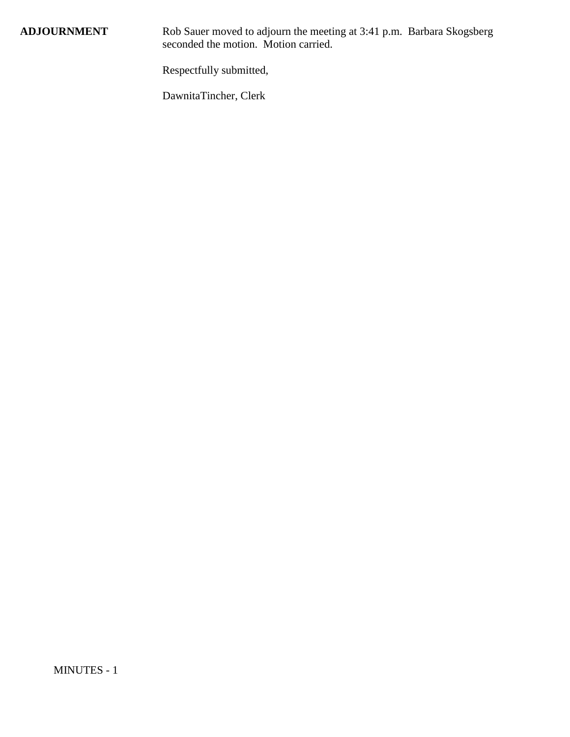**ADJOURNMENT**

Rob Sauer moved to adjourn the meeting at 3:41 p.m. Barbara Skogsberg seconded the motion. Motion carried.

Respectfully submitted,

DawnitaTincher, Clerk